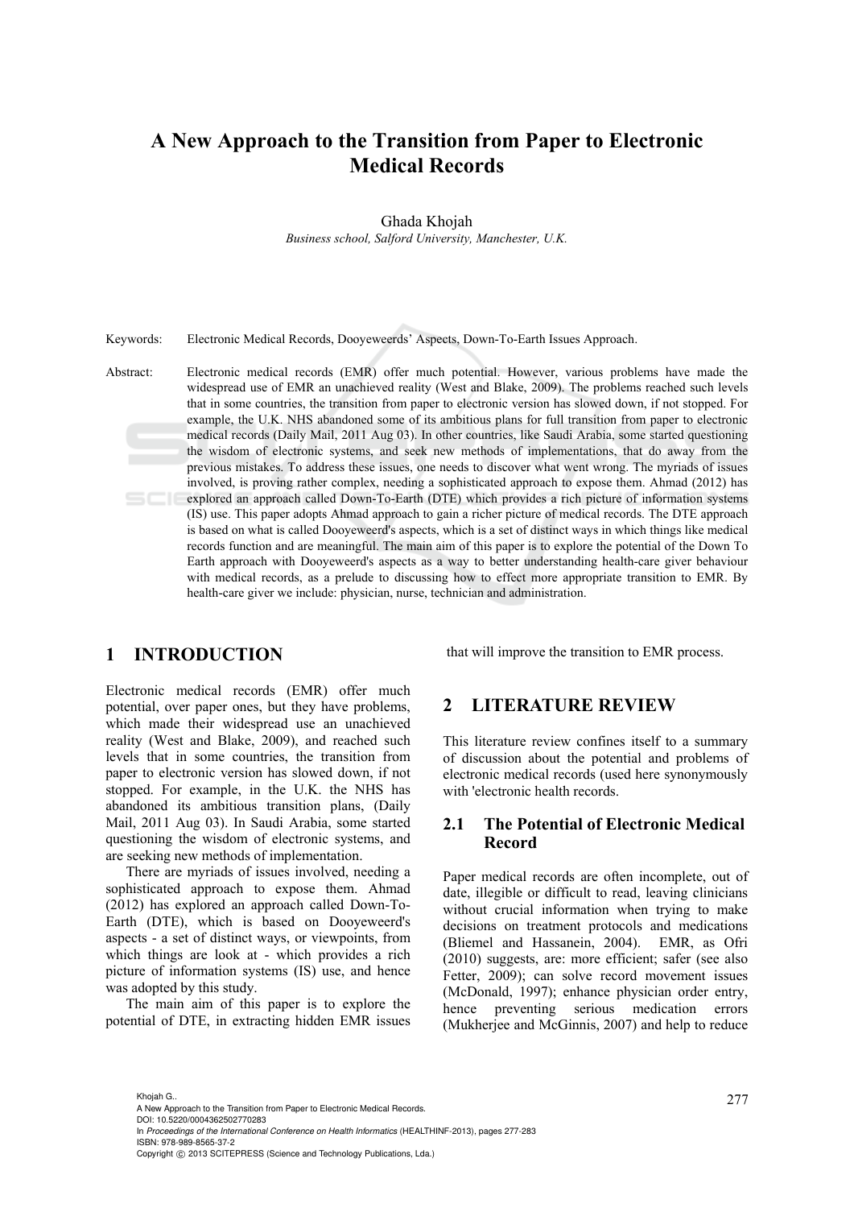# A New Approach to the Transition from Paper to Electronic Medical Records

Ghada Khojah

*Business school, Salford University, Manchester, U.K.*

Keywords: Electronic Medical Records, Dooyeweerds' Aspects, Down-To-Earth Issues Approach.

Abstract: Electronic medical records (EMR) offer much potential. However, various problems have made the widespread use of EMR an unachieved reality (West and Blake, 2009). The problems reached such levels that in some countries, the transition from paper to electronic version has slowed down, if not stopped. For example, the U.K. NHS abandoned some of its ambitious plans for full transition from paper to electronic medical records (Daily Mail, 2011 Aug 03). In other countries, like Saudi Arabia, some started questioning the wisdom of electronic systems, and seek new methods of implementations, that do away from the previous mistakes. To address these issues, one needs to discover what went wrong. The myriads of issues involved, is proving rather complex, needing a sophisticated approach to expose them. Ahmad (2012) has explored an approach called Down-To-Earth (DTE) which provides a rich picture of information systems (IS) use. This paper adopts Ahmad approach to gain a richer picture of medical records. The DTE approach is based on what is called Dooyeweerd's aspects, which is a set of distinct ways in which things like medical records function and are meaningful. The main aim of this paper is to explore the potential of the Down To Earth approach with Dooyeweerd's aspects as a way to better understanding health-care giver behaviour with medical records, as a prelude to discussing how to effect more appropriate transition to EMR. By health-care giver we include: physician, nurse, technician and administration.

## 1 INTRODUCTION

Electronic medical records (EMR) offer much potential, over paper ones, but they have problems, which made their widespread use an unachieved reality (West and Blake, 2009), and reached such levels that in some countries, the transition from paper to electronic version has slowed down, if not stopped. For example, in the U.K. the NHS has abandoned its ambitious transition plans, (Daily Mail, 2011 Aug 03). In Saudi Arabia, some started questioning the wisdom of electronic systems, and are seeking new methods of implementation.

There are myriads of issues involved, needing a sophisticated approach to expose them. Ahmad (2012) has explored an approach called Down-To-Earth (DTE), which is based on Dooyeweerd's aspects - a set of distinct ways, or viewpoints, from which things are look at - which provides a rich picture of information systems (IS) use, and hence was adopted by this study.

The main aim of this paper is to explore the potential of DTE, in extracting hidden EMR issues that will improve the transition to EMR process.

## 2 LITERATURE REVIEW

This literature review confines itself to a summary of discussion about the potential and problems of electronic medical records (used here synonymously with 'electronic health records.

### 2.1 The Potential of Electronic Medical Record

Paper medical records are often incomplete, out of date, illegible or difficult to read, leaving clinicians without crucial information when trying to make decisions on treatment protocols and medications (Bliemel and Hassanein, 2004). EMR, as Ofri (2010) suggests, are: more efficient; safer (see also Fetter, 2009); can solve record movement issues (McDonald, 1997); enhance physician order entry, hence preventing serious medication errors (Mukherjee and McGinnis, 2007) and help to reduce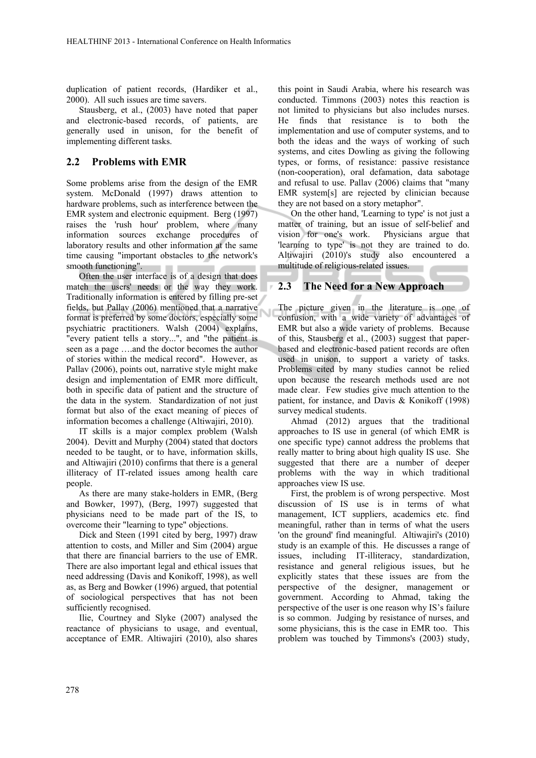duplication of patient records, (Hardiker et al., 2000). All such issues are time savers.

Stausberg, et al., (2003) have noted that paper and electronic-based records, of patients, are generally used in unison, for the benefit of implementing different tasks.

## 2.2 Problems with EMR

Some problems arise from the design of the EMR system. McDonald (1997) draws attention to hardware problems, such as interference between the EMR system and electronic equipment. Berg (1997) raises the 'rush hour' problem, where many information sources exchange procedures of laboratory results and other information at the same time causing "important obstacles to the network's smooth functioning".

Often the user interface is of a design that does match the users' needs or the way they work. Traditionally information is entered by filling pre-set fields, but Pallav (2006) mentioned that a narrative format is preferred by some doctors, especially some psychiatric practitioners. Walsh (2004) explains, "every patient tells a story...", and "the patient is seen as a page ….and the doctor becomes the author of stories within the medical record". However, as Pallav (2006), points out, narrative style might make design and implementation of EMR more difficult, both in specific data of patient and the structure of the data in the system. Standardization of not just format but also of the exact meaning of pieces of information becomes a challenge (Altiwajiri, 2010).

IT skills is a major complex problem (Walsh 2004). Devitt and Murphy (2004) stated that doctors needed to be taught, or to have, information skills, and Altiwajiri (2010) confirms that there is a general illiteracy of IT-related issues among health care people.

As there are many stake-holders in EMR, (Berg and Bowker, 1997), (Berg, 1997) suggested that physicians need to be made part of the IS, to overcome their "learning to type" objections.

Dick and Steen (1991 cited by berg, 1997) draw attention to costs, and Miller and Sim (2004) argue that there are financial barriers to the use of EMR. There are also important legal and ethical issues that need addressing (Davis and Konikoff, 1998), as well as, as Berg and Bowker (1996) argued, that potential of sociological perspectives that has not been sufficiently recognised.

Ilie, Courtney and Slyke (2007) analysed the reactance of physicians to usage, and eventual, acceptance of EMR. Altiwajiri (2010), also shares this point in Saudi Arabia, where his research was conducted. Timmons (2003) notes this reaction is not limited to physicians but also includes nurses. He finds that resistance is to both the implementation and use of computer systems, and to both the ideas and the ways of working of such systems, and cites Dowling as giving the following types, or forms, of resistance: passive resistance (non-cooperation), oral defamation, data sabotage and refusal to use. Pallav (2006) claims that "many EMR system[s] are rejected by clinician because they are not based on a story metaphor".

On the other hand, 'Learning to type' is not just a matter of training, but an issue of self-belief and vision for one's work. Physicians argue that 'learning to type' is not they are trained to do. Altiwajiri (2010)'s study also encountered a multitude of religious-related issues.

## 2.3 The Need for a New Approach

The picture given in the literature is one of confusion, with a wide variety of advantages of EMR but also a wide variety of problems. Because of this, Stausberg et al., (2003) suggest that paper-based and electronic-based patient records are often used in unison, to support a variety of tasks. Problems cited by many studies cannot be relied upon because the research methods used are not made clear. Few studies give much attention to the patient, for instance, and Davis & Konikoff (1998) survey medical students.

Ahmad (2012) argues that the traditional approaches to IS use in general (of which EMR is one specific type) cannot address the problems that really matter to bring about high quality IS use. She suggested that there are a number of deeper problems with the way in which traditional approaches view IS use.

First, the problem is of wrong perspective. Most discussion of IS use is in terms of what management, ICT suppliers, academics etc. find meaningful, rather than in terms of what the users 'on the ground' find meaningful. Altiwajiri's (2010) study is an example of this. He discusses a range of issues, including IT-illiteracy, standardization, resistance and general religious issues, but he explicitly states that these issues are from the perspective of the designer, management or government. According to Ahmad, taking the perspective of the user is one reason why IS's failure is so common. Judging by resistance of nurses, and some physicians, this is the case in EMR too. This problem was touched by Timmons's (2003) study,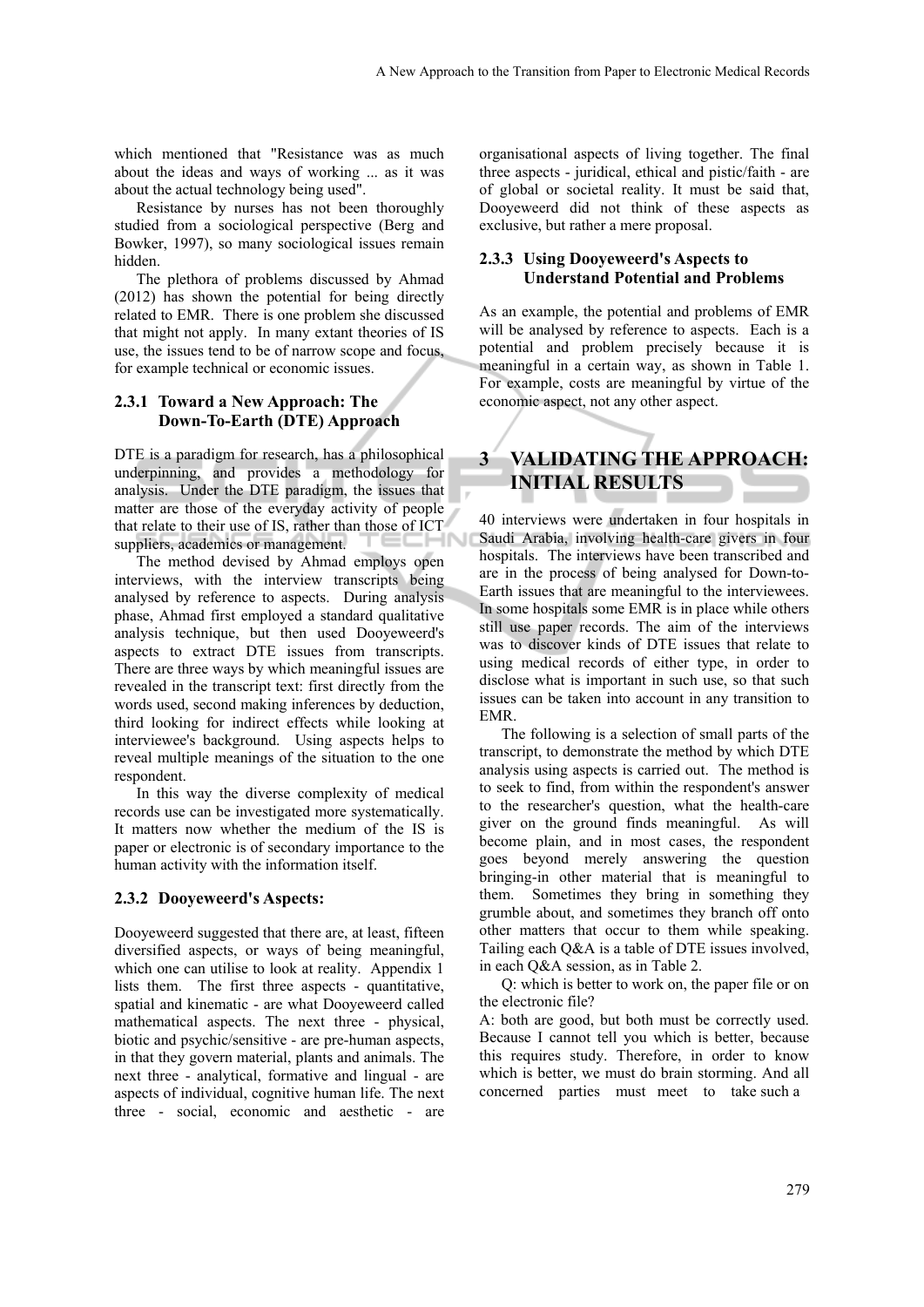which mentioned that "Resistance was as much about the ideas and ways of working ... as it was about the actual technology being used".

Resistance by nurses has not been thoroughly studied from a sociological perspective (Berg and Bowker, 1997), so many sociological issues remain hidden.

The plethora of problems discussed by Ahmad (2012) has shown the potential for being directly related to EMR. There is one problem she discussed that might not apply. In many extant theories of IS use, the issues tend to be of narrow scope and focus, for example technical or economic issues.

#### 2.3.1 Toward a New Approach: The Down-To-Earth (DTE) Approach

DTE is a paradigm for research, has a philosophical underpinning, and provides a methodology for analysis. Under the DTE paradigm, the issues that matter are those of the everyday activity of people that relate to their use of IS, rather than those of ICT suppliers, academics or management.

The method devised by Ahmad employs open interviews, with the interview transcripts being analysed by reference to aspects. During analysis phase, Ahmad first employed a standard qualitative analysis technique, but then used Dooyeweerd's aspects to extract DTE issues from transcripts. There are three ways by which meaningful issues are revealed in the transcript text: first directly from the words used, second making inferences by deduction, third looking for indirect effects while looking at interviewee's background. Using aspects helps to reveal multiple meanings of the situation to the one respondent.

In this way the diverse complexity of medical records use can be investigated more systematically. It matters now whether the medium of the IS is paper or electronic is of secondary importance to the human activity with the information itself.

#### 2.3.2 Dooyeweerd's Aspects:

Dooyeweerd suggested that there are, at least, fifteen diversified aspects, or ways of being meaningful, which one can utilise to look at reality. Appendix 1 lists them. The first three aspects - quantitative, spatial and kinematic - are what Dooyeweerd called mathematical aspects. The next three - physical, biotic and psychic/sensitive - are pre-human aspects, in that they govern material, plants and animals. The next three - analytical, formative and lingual - are aspects of individual, cognitive human life. The next three - social, economic and aesthetic - are organisational aspects of living together. The final three aspects - juridical, ethical and pistic/faith - are of global or societal reality. It must be said that, Dooyeweerd did not think of these aspects as exclusive, but rather a mere proposal.

#### 2.3.3 Using Dooyeweerd's Aspects to Understand Potential and Problems

As an example, the potential and problems of EMR will be analysed by reference to aspects. Each is a potential and problem precisely because it is meaningful in a certain way, as shown in Table 1. For example, costs are meaningful by virtue of the economic aspect, not any other aspect.

## 3 VALIDATING THE APPROACH: INITIAL RESULTS

40 interviews were undertaken in four hospitals in Saudi Arabia, involving health-care givers in four hospitals. The interviews have been transcribed and are in the process of being analysed for Down-to-Earth issues that are meaningful to the interviewees. In some hospitals some EMR is in place while others still use paper records. The aim of the interviews was to discover kinds of DTE issues that relate to using medical records of either type, in order to disclose what is important in such use, so that such issues can be taken into account in any transition to EMR.

The following is a selection of small parts of the transcript, to demonstrate the method by which DTE analysis using aspects is carried out. The method is to seek to find, from within the respondent's answer to the researcher's question, what the health-care giver on the ground finds meaningful. As will become plain, and in most cases, the respondent goes beyond merely answering the question bringing-in other material that is meaningful to them. Sometimes they bring in something they grumble about, and sometimes they branch off onto other matters that occur to them while speaking. Tailing each Q&A is a table of DTE issues involved, in each Q&A session, as in Table 2.

Q: which is better to work on, the paper file or on the electronic file?

A: both are good, but both must be correctly used. Because I cannot tell you which is better, because this requires study. Therefore, in order to know which is better, we must do brain storming. And all concerned parties must meet to take such a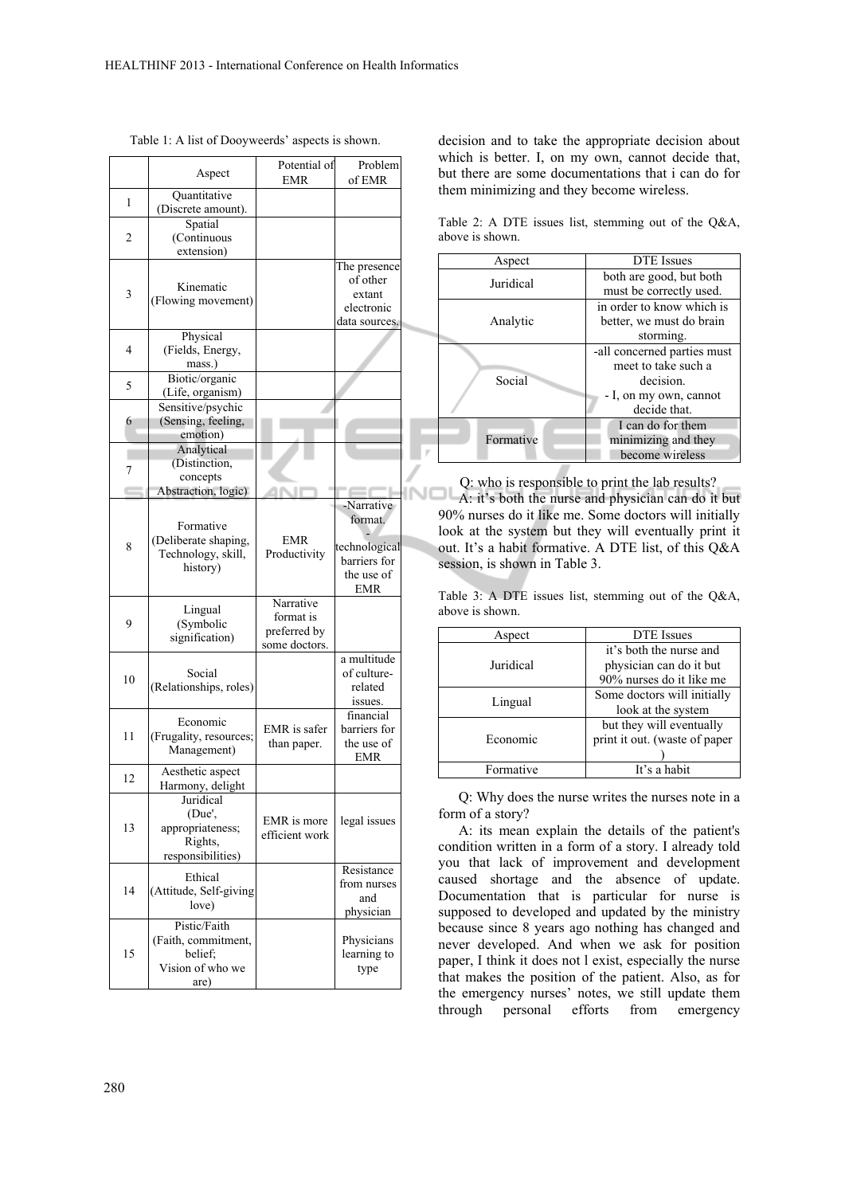Table 1: A list of Dooyweerds' aspects is shown.

| | Aspect | Potential of EMR | Problem of EMR |
|---|---|---|---|
| 1 | Quantitative (Discrete amount). | | |
| 2 | Spatial (Continuous extension) | | |
| 3 | Kinematic (Flowing movement) | | The presence of other extant electronic data sources. |
| 4 | Physical (Fields, Energy, mass.) | | |
| 5 | Biotic/organic (Life, organism) | | |
| 6 | Sensitive/psychic (Sensing, feeling, emotion) | | |
| 7 | Analytical (Distinction, concepts Abstraction, logic) | | |
| 8 | Formative (Deliberate shaping, Technology, skill, history) | EMR Productivity | -Narrative format. - technological barriers for the use of EMR |
| 9 | Lingual (Symbolic signification) | Narrative format is preferred by some doctors. | |
| 10 | Social (Relationships, roles) | | a multitude of culture-related issues. |
| 11 | Economic (Frugality, resources; Management) | EMR is safer than paper. | financial barriers for the use of EMR |
| 12 | Aesthetic aspect Harmony, delight | | |
| 13 | Juridical (Due', appropriateness; Rights, responsibilities) | EMR is more efficient work | legal issues |
| 14 | Ethical (Attitude, Self-giving love) | | Resistance from nurses and physician |
| 15 | Pistic/Faith (Faith, commitment, belief; Vision of who we are) | | Physicians learning to type |

decision and to take the appropriate decision about which is better. I, on my own, cannot decide that, but there are some documentations that i can do for them minimizing and they become wireless.

Table 2: A DTE issues list, stemming out of the Q&A, above is shown.

| Aspect | DTE Issues |
|---|---|
| Juridical | both are good, but both must be correctly used. |
| Analytic | in order to know which is better, we must do brain storming. |
| Social | -all concerned parties must meet to take such a decision. - I, on my own, cannot decide that. |
| Formative | I can do for them minimizing and they become wireless |

Q: who is responsible to print the lab results?

A: it's both the nurse and physician can do it but 90% nurses do it like me. Some doctors will initially look at the system but they will eventually print it out. It's a habit formative. A DTE list, of this Q&A session, is shown in Table 3.

Table 3: A DTE issues list, stemming out of the Q&A, above is shown.

| Aspect | DTE Issues |
|---|---|
| Juridical | it's both the nurse and physician can do it but 90% nurses do it like me |
| Lingual | Some doctors will initially look at the system |
| Economic | but they will eventually print it out. (waste of paper ) |
| Formative | It's a habit |

Q: Why does the nurse writes the nurses note in a form of a story?

A: its mean explain the details of the patient's condition written in a form of a story. I already told you that lack of improvement and development caused shortage and the absence of update. Documentation that is particular for nurse is supposed to developed and updated by the ministry because since 8 years ago nothing has changed and never developed. And when we ask for position paper, I think it does not l exist, especially the nurse that makes the position of the patient. Also, as for the emergency nurses' notes, we still update them through personal efforts from emergency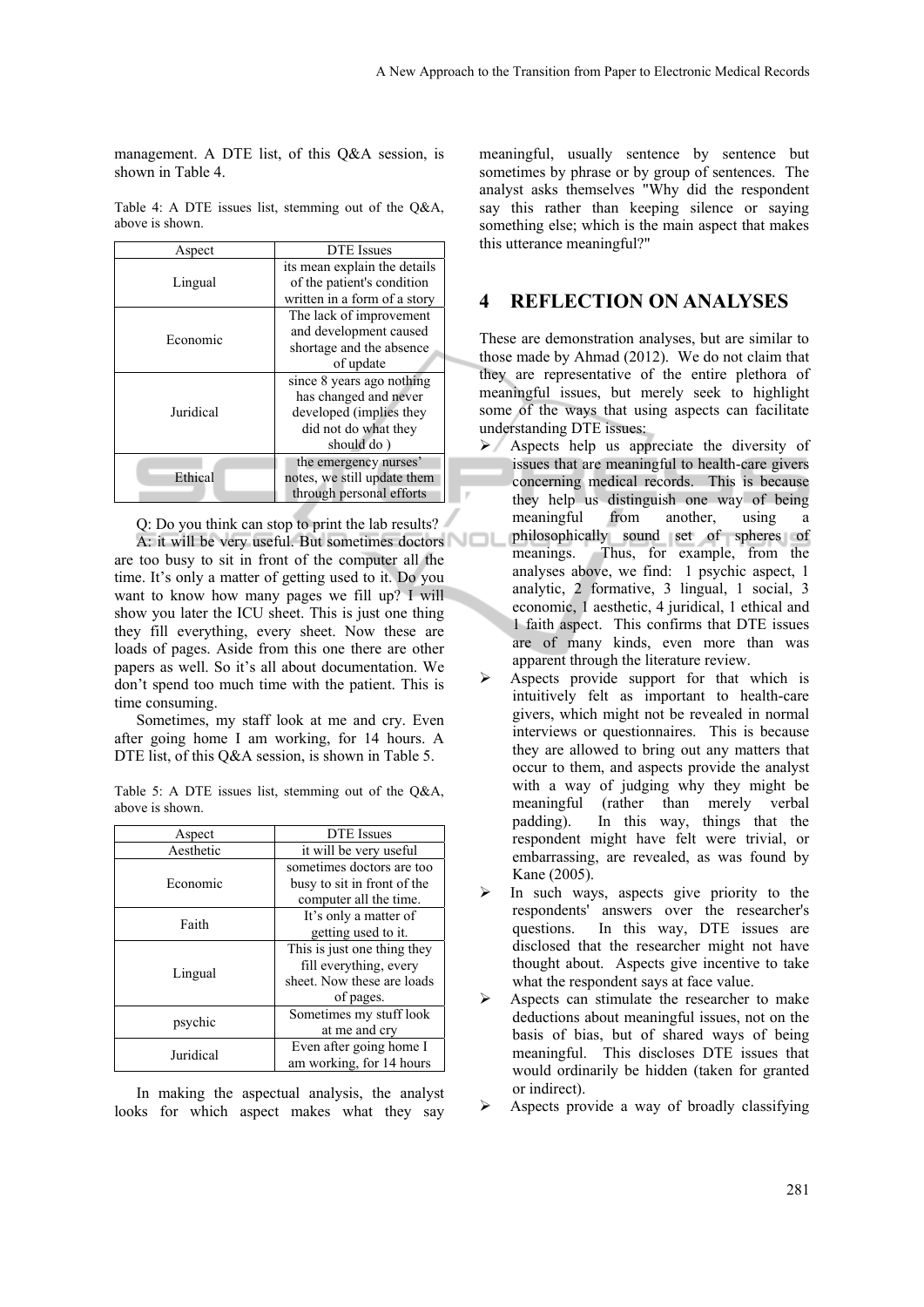management. A DTE list, of this Q&A session, is shown in Table 4.

Table 4: A DTE issues list, stemming out of the Q&A, above is shown.

| Aspect | DTE Issues |
|---|---|
| Lingual | its mean explain the details of the patient's condition written in a form of a story |
| Economic | The lack of improvement and development caused shortage and the absence of update |
| Juridical | since 8 years ago nothing has changed and never developed (implies they did not do what they should do ) |
| Ethical | the emergency nurses' notes, we still update them through personal efforts |

Q: Do you think can stop to print the lab results?

A: it will be very useful. But sometimes doctors are too busy to sit in front of the computer all the time. It's only a matter of getting used to it. Do you want to know how many pages we fill up? I will show you later the ICU sheet. This is just one thing they fill everything, every sheet. Now these are loads of pages. Aside from this one there are other papers as well. So it's all about documentation. We don't spend too much time with the patient. This is time consuming.

Sometimes, my staff look at me and cry. Even after going home I am working, for 14 hours. A DTE list, of this Q&A session, is shown in Table 5.

Table 5: A DTE issues list, stemming out of the Q&A, above is shown.

| Aspect | DTE Issues |
|---|---|
| Aesthetic | it will be very useful |
| Economic | sometimes doctors are too busy to sit in front of the computer all the time. |
| Faith | It's only a matter of getting used to it. |
| Lingual | This is just one thing they fill everything, every sheet. Now these are loads of pages. |
| psychic | Sometimes my stuff look at me and cry |
| Juridical | Even after going home I am working, for 14 hours |

In making the aspectual analysis, the analyst looks for which aspect makes what they say meaningful, usually sentence by sentence but sometimes by phrase or by group of sentences. The analyst asks themselves "Why did the respondent say this rather than keeping silence or saying something else; which is the main aspect that makes this utterance meaningful?"

## 4 REFLECTION ON ANALYSES

These are demonstration analyses, but are similar to those made by Ahmad (2012). We do not claim that they are representative of the entire plethora of meaningful issues, but merely seek to highlight some of the ways that using aspects can facilitate understanding DTE issues:

- Aspects help us appreciate the diversity of issues that are meaningful to health-care givers concerning medical records. This is because they help us distinguish one way of being meaningful from another, using a philosophically sound set of spheres of meanings. Thus, for example, from the analyses above, we find: 1 psychic aspect, 1 analytic, 2 formative, 3 lingual, 1 social, 3 economic, 1 aesthetic, 4 juridical, 1 ethical and 1 faith aspect. This confirms that DTE issues are of many kinds, even more than was apparent through the literature review.
- Aspects provide support for that which is intuitively felt as important to health-care givers, which might not be revealed in normal interviews or questionnaires. This is because they are allowed to bring out any matters that occur to them, and aspects provide the analyst with a way of judging why they might be meaningful (rather than merely verbal padding). In this way, things that the respondent might have felt were trivial, or embarrassing, are revealed, as was found by Kane (2005).
- In such ways, aspects give priority to the respondents' answers over the researcher's questions. In this way, DTE issues are disclosed that the researcher might not have thought about. Aspects give incentive to take what the respondent says at face value.
- Aspects can stimulate the researcher to make deductions about meaningful issues, not on the basis of bias, but of shared ways of being meaningful. This discloses DTE issues that would ordinarily be hidden (taken for granted or indirect).
- Aspects provide a way of broadly classifying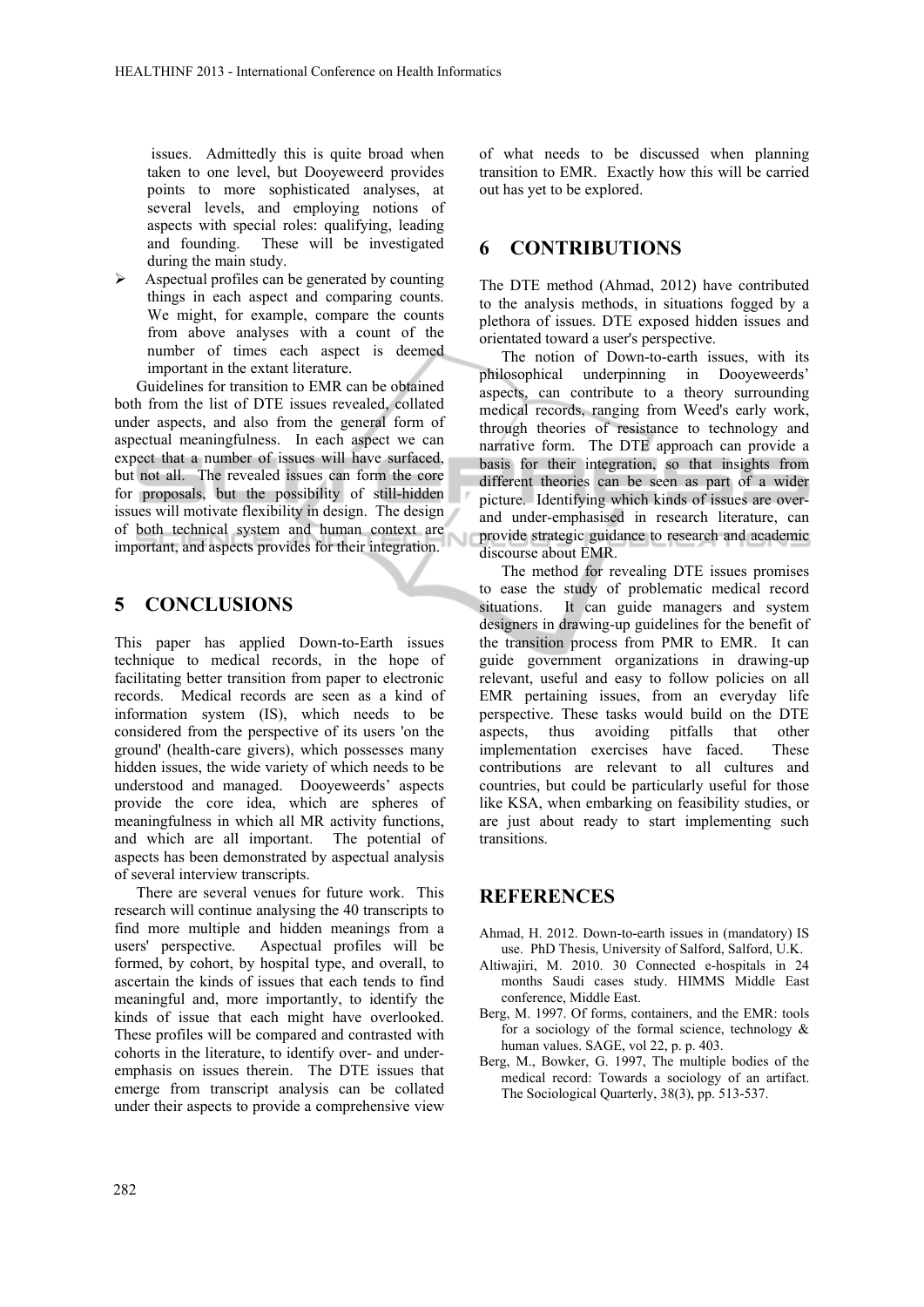issues. Admittedly this is quite broad when taken to one level, but Dooyeweerd provides points to more sophisticated analyses, at several levels, and employing notions of aspects with special roles: qualifying, leading and founding. These will be investigated during the main study.

- Aspectual profiles can be generated by counting things in each aspect and comparing counts. We might, for example, compare the counts from above analyses with a count of the number of times each aspect is deemed important in the extant literature.

Guidelines for transition to EMR can be obtained both from the list of DTE issues revealed, collated under aspects, and also from the general form of aspectual meaningfulness. In each aspect we can expect that a number of issues will have surfaced, but not all. The revealed issues can form the core for proposals, but the possibility of still-hidden issues will motivate flexibility in design. The design of both technical system and human context are important, and aspects provides for their integration.

## 5 CONCLUSIONS

This paper has applied Down-to-Earth issues technique to medical records, in the hope of facilitating better transition from paper to electronic records. Medical records are seen as a kind of information system (IS), which needs to be considered from the perspective of its users 'on the ground' (health-care givers), which possesses many hidden issues, the wide variety of which needs to be understood and managed. Dooyeweerds' aspects provide the core idea, which are spheres of meaningfulness in which all MR activity functions, and which are all important. The potential of aspects has been demonstrated by aspectual analysis of several interview transcripts.

There are several venues for future work. This research will continue analysing the 40 transcripts to find more multiple and hidden meanings from a users' perspective. Aspectual profiles will be formed, by cohort, by hospital type, and overall, to ascertain the kinds of issues that each tends to find meaningful and, more importantly, to identify the kinds of issue that each might have overlooked. These profiles will be compared and contrasted with cohorts in the literature, to identify over- and under-emphasis on issues therein. The DTE issues that emerge from transcript analysis can be collated under their aspects to provide a comprehensive view of what needs to be discussed when planning transition to EMR. Exactly how this will be carried out has yet to be explored.

## 6 CONTRIBUTIONS

The DTE method (Ahmad, 2012) have contributed to the analysis methods, in situations fogged by a plethora of issues. DTE exposed hidden issues and orientated toward a user's perspective.

The notion of Down-to-earth issues, with its philosophical underpinning in Dooyeweerds' aspects, can contribute to a theory surrounding medical records, ranging from Weed's early work, through theories of resistance to technology and narrative form. The DTE approach can provide a basis for their integration, so that insights from different theories can be seen as part of a wider picture. Identifying which kinds of issues are over- and under-emphasised in research literature, can provide strategic guidance to research and academic discourse about EMR.

The method for revealing DTE issues promises to ease the study of problematic medical record situations. It can guide managers and system designers in drawing-up guidelines for the benefit of the transition process from PMR to EMR. It can guide government organizations in drawing-up relevant, useful and easy to follow policies on all EMR pertaining issues, from an everyday life perspective. These tasks would build on the DTE aspects, thus avoiding pitfalls that other implementation exercises have faced. These contributions are relevant to all cultures and countries, but could be particularly useful for those like KSA, when embarking on feasibility studies, or are just about ready to start implementing such transitions.

## REFERENCES

Ahmad, H. 2012. Down-to-earth issues in (mandatory) IS use. PhD Thesis, University of Salford, Salford, U.K.

Altiwajiri, M. 2010. 30 Connected e-hospitals in 24 months Saudi cases study. HIMMS Middle East conference, Middle East.

Berg, M. 1997. Of forms, containers, and the EMR: tools for a sociology of the formal science, technology & human values. SAGE, vol 22, p. p. 403.

Berg, M., Bowker, G. 1997, The multiple bodies of the medical record: Towards a sociology of an artifact. The Sociological Quarterly, 38(3), pp. 513-537.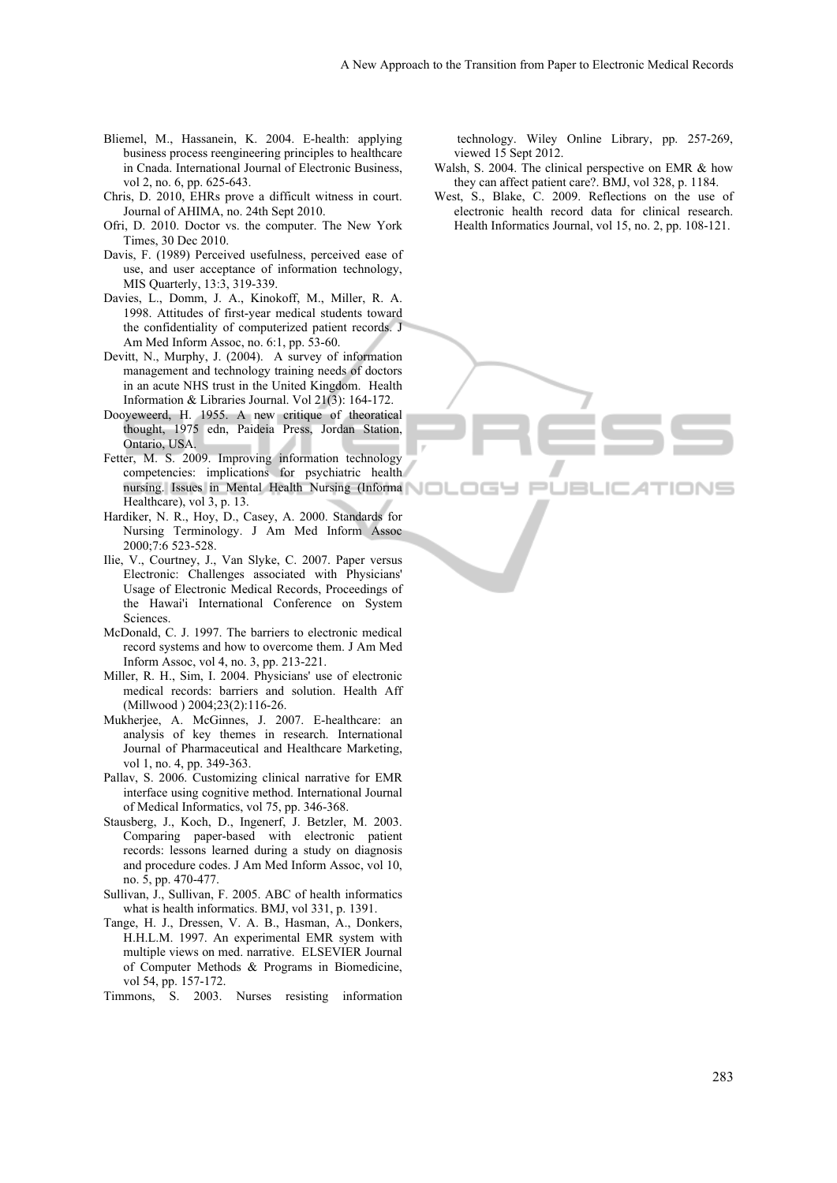Bliemel, M., Hassanein, K. 2004. E-health: applying business process reengineering principles to healthcare in Cnada. International Journal of Electronic Business, vol 2, no. 6, pp. 625-643.

Chris, D. 2010, EHRs prove a difficult witness in court. Journal of AHIMA, no. 24th Sept 2010.

Ofri, D. 2010. Doctor vs. the computer. The New York Times, 30 Dec 2010.

Davis, F. (1989) Perceived usefulness, perceived ease of use, and user acceptance of information technology, MIS Quarterly, 13:3, 319-339.

Davies, L., Domm, J. A., Kinokoff, M., Miller, R. A. 1998. Attitudes of first-year medical students toward the confidentiality of computerized patient records. J Am Med Inform Assoc, no. 6:1, pp. 53-60.

Devitt, N., Murphy, J. (2004). A survey of information management and technology training needs of doctors in an acute NHS trust in the United Kingdom. Health Information & Libraries Journal. Vol 21(3): 164-172.

Dooyeweerd, H. 1955. A new critique of theoratical thought, 1975 edn, Paideia Press, Jordan Station, Ontario, USA.

Fetter, M. S. 2009. Improving information technology competencies: implications for psychiatric health nursing. Issues in Mental Health Nursing (Informa Healthcare), vol 3, p. 13.

Hardiker, N. R., Hoy, D., Casey, A. 2000. Standards for Nursing Terminology. J Am Med Inform Assoc 2000;7:6 523-528.

Ilie, V., Courtney, J., Van Slyke, C. 2007. Paper versus Electronic: Challenges associated with Physicians' Usage of Electronic Medical Records, Proceedings of the Hawai'i International Conference on System Sciences.

McDonald, C. J. 1997. The barriers to electronic medical record systems and how to overcome them. J Am Med Inform Assoc, vol 4, no. 3, pp. 213-221.

Miller, R. H., Sim, I. 2004. Physicians' use of electronic medical records: barriers and solution. Health Aff (Millwood ) 2004;23(2):116-26.

Mukherjee, A. McGinnes, J. 2007. E-healthcare: an analysis of key themes in research. International Journal of Pharmaceutical and Healthcare Marketing, vol 1, no. 4, pp. 349-363.

Pallav, S. 2006. Customizing clinical narrative for EMR interface using cognitive method. International Journal of Medical Informatics, vol 75, pp. 346-368.

Stausberg, J., Koch, D., Ingenerf, J. Betzler, M. 2003. Comparing paper-based with electronic patient records: lessons learned during a study on diagnosis and procedure codes. J Am Med Inform Assoc, vol 10, no. 5, pp. 470-477.

Sullivan, J., Sullivan, F. 2005. ABC of health informatics what is health informatics. BMJ, vol 331, p. 1391.

Tange, H. J., Dressen, V. A. B., Hasman, A., Donkers, H.H.L.M. 1997. An experimental EMR system with multiple views on med. narrative. ELSEVIER Journal of Computer Methods & Programs in Biomedicine, vol 54, pp. 157-172.

Timmons, S. 2003. Nurses resisting information technology. Wiley Online Library, pp. 257-269, viewed 15 Sept 2012.

Walsh, S. 2004. The clinical perspective on EMR & how they can affect patient care?. BMJ, vol 328, p. 1184.

West, S., Blake, C. 2009. Reflections on the use of electronic health record data for clinical research. Health Informatics Journal, vol 15, no. 2, pp. 108-121.